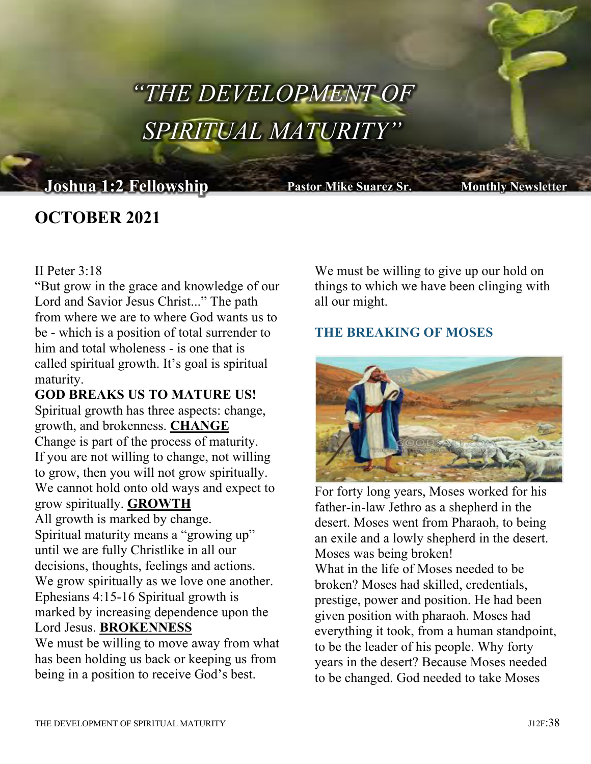# "THE DEVELOPMENT OF SPIRITUAL MATURITY"

**Joshua 1:2 Fellowship** **Pastor Mike Suarez Sr.** **Monthly Newsletter**

## OCTOBER 2021

II Peter 3:18

"But grow in the grace and knowledge of our Lord and Savior Jesus Christ..." The path from where we are to where God wants us to be - which is a position of total surrender to him and total wholeness - is one that is called spiritual growth. It's goal is spiritual maturity.

**GOD BREAKS US TO MATURE US!**

Spiritual growth has three aspects: change, growth, and brokenness. **CHANGE**

Change is part of the process of maturity. If you are not willing to change, not willing to grow, then you will not grow spiritually. We cannot hold onto old ways and expect to grow spiritually. **GROWTH**

All growth is marked by change.

Spiritual maturity means a "growing up" until we are fully Christlike in all our decisions, thoughts, feelings and actions. We grow spiritually as we love one another. Ephesians 4:15-16 Spiritual growth is marked by increasing dependence upon the Lord Jesus. **BROKENNESS**

We must be willing to move away from what has been holding us back or keeping us from being in a position to receive God's best. We must be willing to give up our hold on things to which we have been clinging with all our might.

### THE BREAKING OF MOSES

For forty long years, Moses worked for his father-in-law Jethro as a shepherd in the desert. Moses went from Pharaoh, to being an exile and a lowly shepherd in the desert. Moses was being broken!

What in the life of Moses needed to be broken? Moses had skilled, credentials, prestige, power and position. He had been given position with pharaoh. Moses had everything it took, from a human standpoint, to be the leader of his people. Why forty years in the desert? Because Moses needed to be changed. God needed to take Moses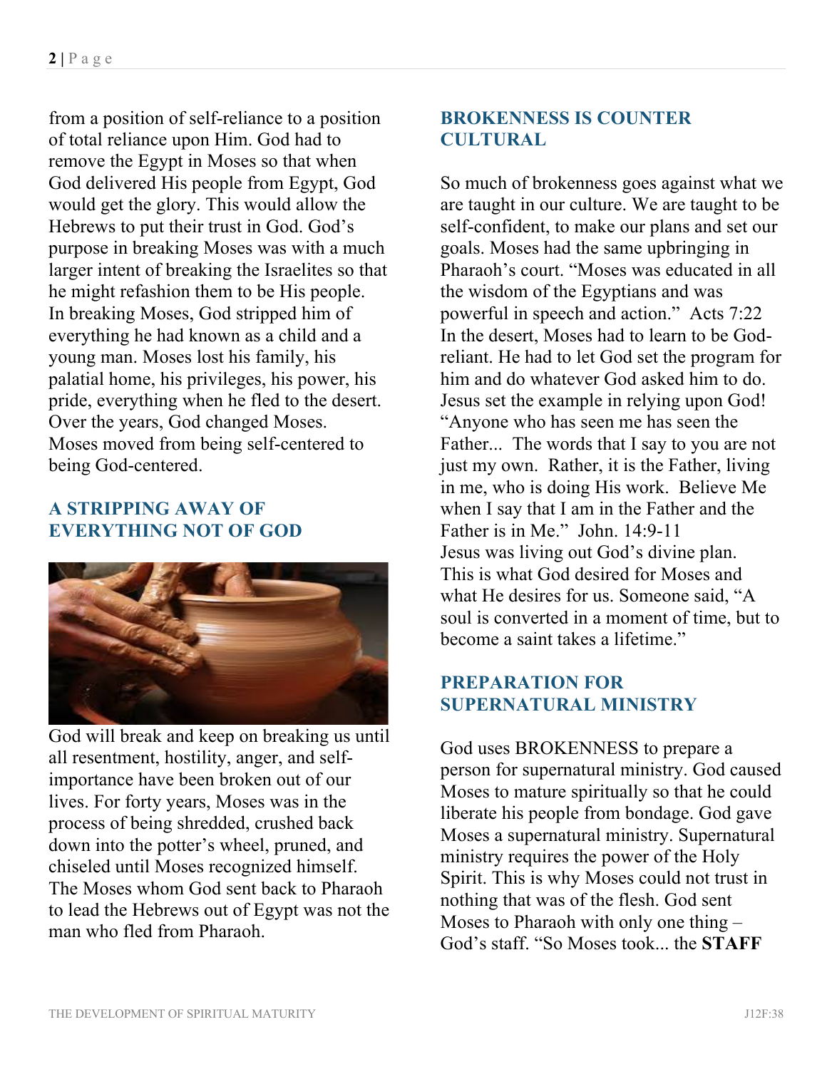from a position of self-reliance to a position of total reliance upon Him. God had to remove the Egypt in Moses so that when God delivered His people from Egypt, God would get the glory. This would allow the Hebrews to put their trust in God. God's purpose in breaking Moses was with a much larger intent of breaking the Israelites so that he might refashion them to be His people. In breaking Moses, God stripped him of everything he had known as a child and a young man. Moses lost his family, his palatial home, his privileges, his power, his pride, everything when he fled to the desert. Over the years, God changed Moses. Moses moved from being self-centered to being God-centered.

## A STRIPPING AWAY OF EVERYTHING NOT OF GOD

God will break and keep on breaking us until all resentment, hostility, anger, and self-importance have been broken out of our lives. For forty years, Moses was in the process of being shredded, crushed back down into the potter's wheel, pruned, and chiseled until Moses recognized himself. The Moses whom God sent back to Pharaoh to lead the Hebrews out of Egypt was not the man who fled from Pharaoh.

## BROKENNESS IS COUNTER CULTURAL

So much of brokenness goes against what we are taught in our culture. We are taught to be self-confident, to make our plans and set our goals. Moses had the same upbringing in Pharaoh's court. "Moses was educated in all the wisdom of the Egyptians and was powerful in speech and action." Acts 7:22 In the desert, Moses had to learn to be God-reliant. He had to let God set the program for him and do whatever God asked him to do. Jesus set the example in relying upon God! "Anyone who has seen me has seen the Father... The words that I say to you are not just my own. Rather, it is the Father, living in me, who is doing His work. Believe Me when I say that I am in the Father and the Father is in Me." John. 14:9-11 Jesus was living out God's divine plan. This is what God desired for Moses and what He desires for us. Someone said, "A soul is converted in a moment of time, but to become a saint takes a lifetime."

## PREPARATION FOR SUPERNATURAL MINISTRY

God uses BROKENNESS to prepare a person for supernatural ministry. God caused Moses to mature spiritually so that he could liberate his people from bondage. God gave Moses a supernatural ministry. Supernatural ministry requires the power of the Holy Spirit. This is why Moses could not trust in nothing that was of the flesh. God sent Moses to Pharaoh with only one thing – God's staff. "So Moses took... the **STAFF**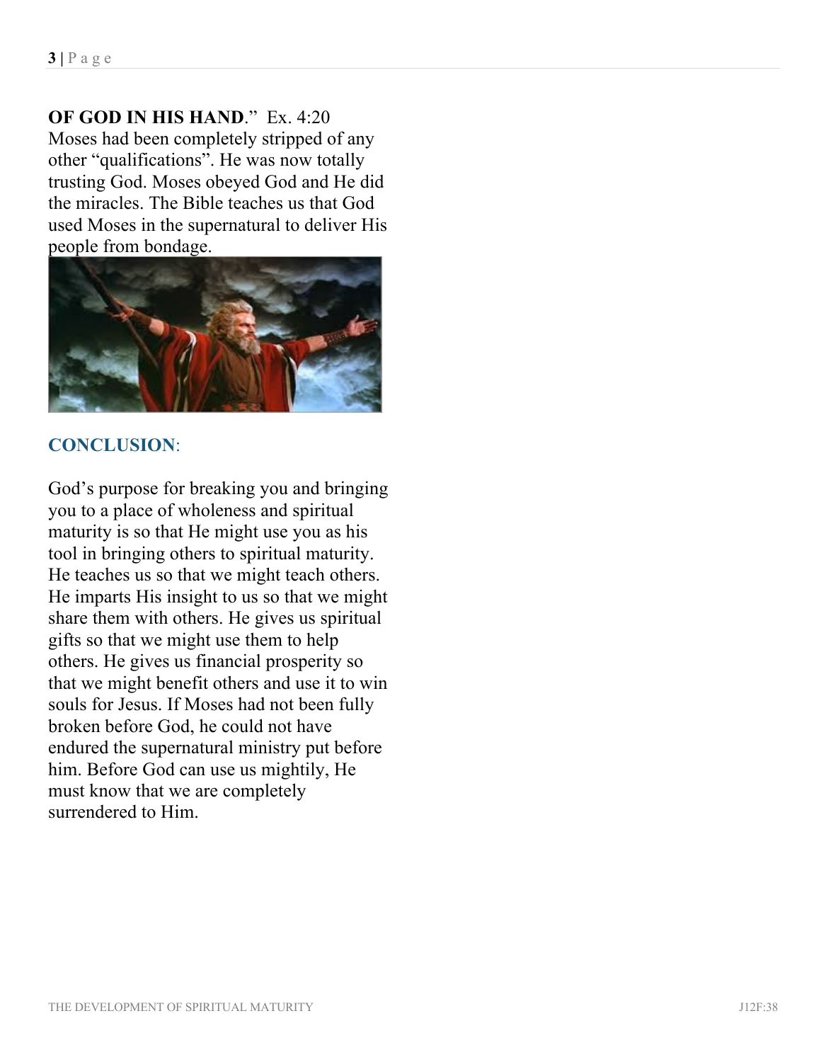**OF GOD IN HIS HAND**." Ex. 4:20 Moses had been completely stripped of any other "qualifications". He was now totally trusting God. Moses obeyed God and He did the miracles. The Bible teaches us that God used Moses in the supernatural to deliver His people from bondage.

## CONCLUSION:

God's purpose for breaking you and bringing you to a place of wholeness and spiritual maturity is so that He might use you as his tool in bringing others to spiritual maturity. He teaches us so that we might teach others. He imparts His insight to us so that we might share them with others. He gives us spiritual gifts so that we might use them to help others. He gives us financial prosperity so that we might benefit others and use it to win souls for Jesus. If Moses had not been fully broken before God, he could not have endured the supernatural ministry put before him. Before God can use us mightily, He must know that we are completely surrendered to Him.